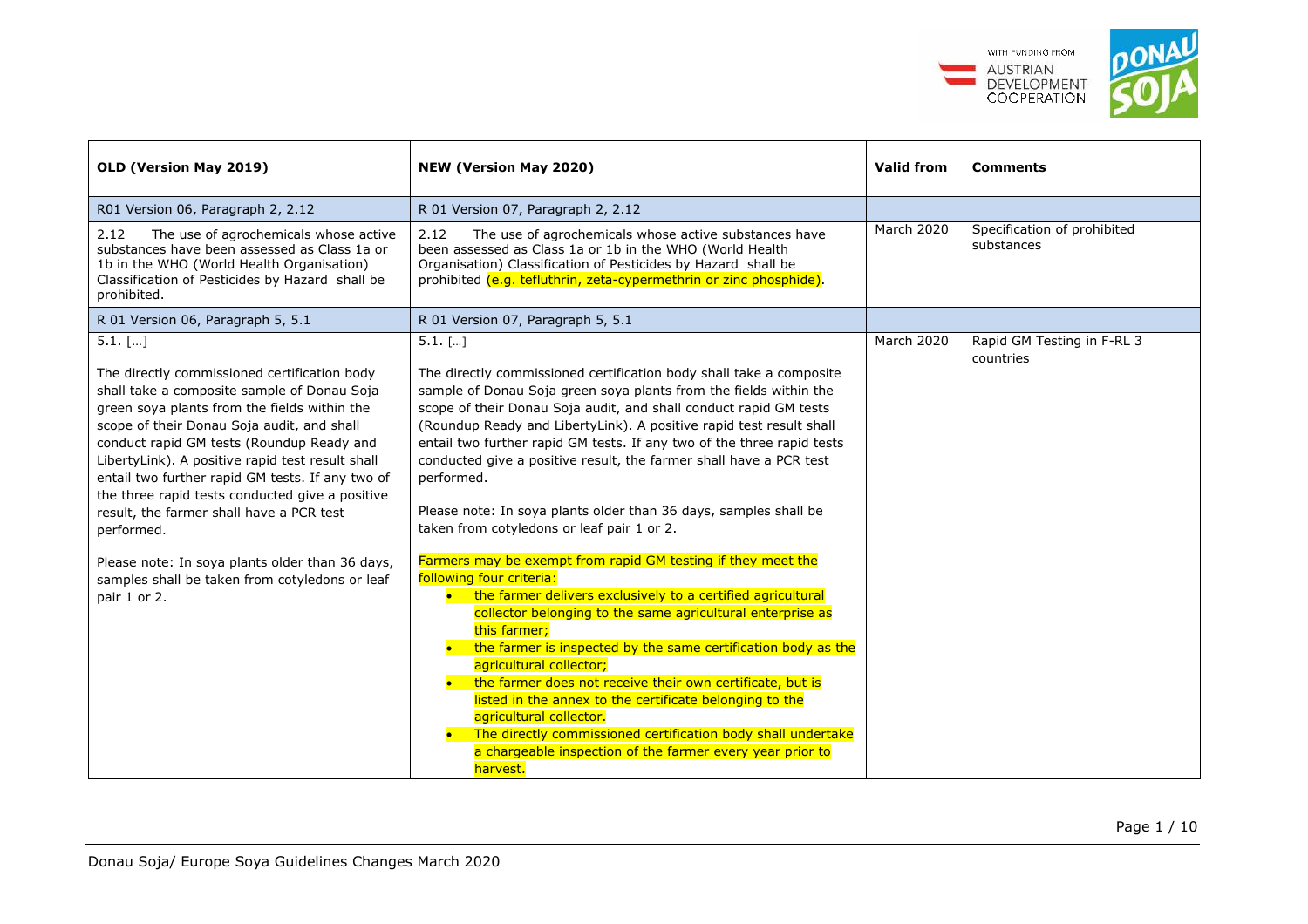| OLD (Version May 2019) | NEW (Version May 2020) | Valid from | Comments |
|---|---|---|---|
| R01 Version 06, Paragraph 2, 2.12 | R 01 Version 07, Paragraph 2, 2.12 | | |
| 2.12 The use of agrochemicals whose active substances have been assessed as Class 1a or 1b in the WHO (World Health Organisation) Classification of Pesticides by Hazard shall be prohibited. | 2.12 The use of agrochemicals whose active substances have been assessed as Class 1a or 1b in the WHO (World Health Organisation) Classification of Pesticides by Hazard shall be prohibited (e.g. tefluthrin, zeta-cypermethrin or zinc phosphide). | March 2020 | Specification of prohibited substances |
| R 01 Version 06, Paragraph 5, 5.1 | R 01 Version 07, Paragraph 5, 5.1 | | |
| 5.1. […]<br><br>The directly commissioned certification body shall take a composite sample of Donau Soja green soya plants from the fields within the scope of their Donau Soja audit, and shall conduct rapid GM tests (Roundup Ready and LibertyLink). A positive rapid test result shall entail two further rapid GM tests. If any two of the three rapid tests conducted give a positive result, the farmer shall have a PCR test performed.<br><br>Please note: In soya plants older than 36 days, samples shall be taken from cotyledons or leaf pair 1 or 2. | 5.1. […]<br><br>The directly commissioned certification body shall take a composite sample of Donau Soja green soya plants from the fields within the scope of their Donau Soja audit, and shall conduct rapid GM tests (Roundup Ready and LibertyLink). A positive rapid test result shall entail two further rapid GM tests. If any two of the three rapid tests conducted give a positive result, the farmer shall have a PCR test performed.<br><br>Please note: In soya plants older than 36 days, samples shall be taken from cotyledons or leaf pair 1 or 2.<br><br>Farmers may be exempt from rapid GM testing if they meet the following four criteria:<br>• the farmer delivers exclusively to a certified agricultural collector belonging to the same agricultural enterprise as this farmer;<br>• the farmer is inspected by the same certification body as the agricultural collector;<br>• the farmer does not receive their own certificate, but is listed in the annex to the certificate belonging to the agricultural collector.<br>• The directly commissioned certification body shall undertake a chargeable inspection of the farmer every year prior to harvest. | March 2020 | Rapid GM Testing in F-RL 3 countries |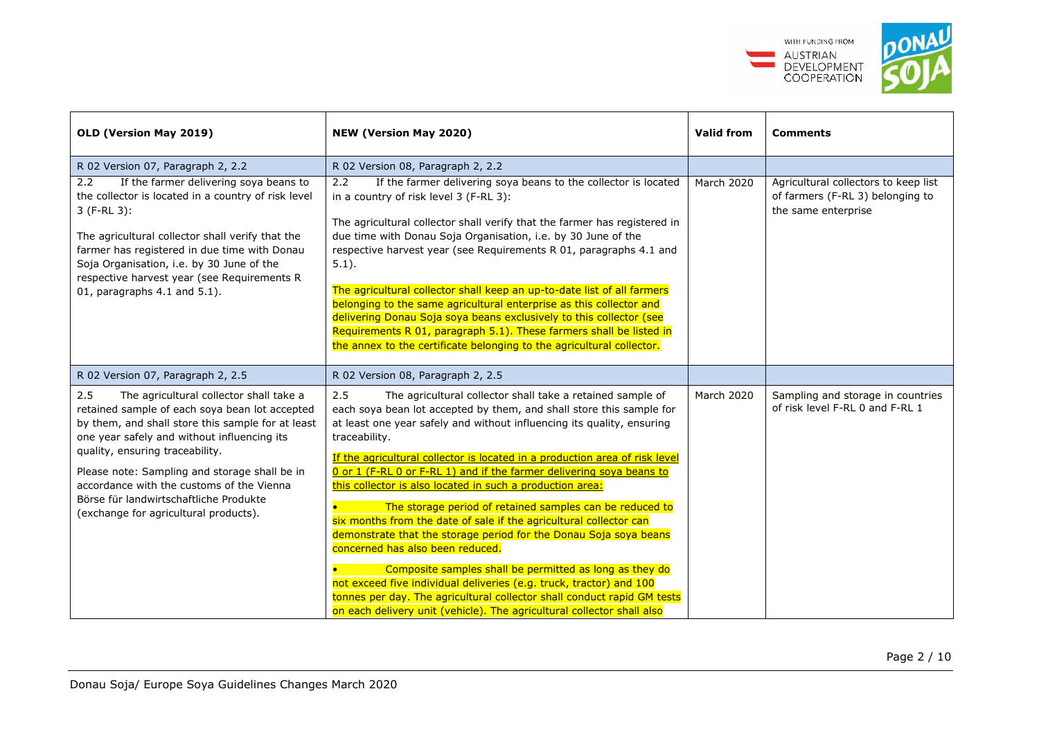| OLD (Version May 2019) | NEW (Version May 2020) | Valid from | Comments |
|---|---|---|---|
| R 02 Version 07, Paragraph 2, 2.2 | R 02 Version 08, Paragraph 2, 2.2 | | |
| 2.2 If the farmer delivering soya beans to the collector is located in a country of risk level 3 (F-RL 3):<br><br>The agricultural collector shall verify that the farmer has registered in due time with Donau Soja Organisation, i.e. by 30 June of the respective harvest year (see Requirements R 01, paragraphs 4.1 and 5.1). | 2.2 If the farmer delivering soya beans to the collector is located in a country of risk level 3 (F-RL 3):<br><br>The agricultural collector shall verify that the farmer has registered in due time with Donau Soja Organisation, i.e. by 30 June of the respective harvest year (see Requirements R 01, paragraphs 4.1 and 5.1).<br><br>The agricultural collector shall keep an up-to-date list of all farmers belonging to the same agricultural enterprise as this collector and delivering Donau Soja soya beans exclusively to this collector (see Requirements R 01, paragraph 5.1). These farmers shall be listed in the annex to the certificate belonging to the agricultural collector. | March 2020 | Agricultural collectors to keep list of farmers (F-RL 3) belonging to the same enterprise |
| R 02 Version 07, Paragraph 2, 2.5 | R 02 Version 08, Paragraph 2, 2.5 | | |
| 2.5 The agricultural collector shall take a retained sample of each soya bean lot accepted by them, and shall store this sample for at least one year safely and without influencing its quality, ensuring traceability.<br><br>Please note: Sampling and storage shall be in accordance with the customs of the Vienna Börse für landwirtschaftliche Produkte (exchange for agricultural products). | 2.5 The agricultural collector shall take a retained sample of each soya bean lot accepted by them, and shall store this sample for at least one year safely and without influencing its quality, ensuring traceability.<br><br><u>If the agricultural collector is located in a production area of risk level 0 or 1 (F-RL 0 or F-RL 1) and if the farmer delivering soya beans to this collector is also located in such a production area:</u><br><br>• The storage period of retained samples can be reduced to six months from the date of sale if the agricultural collector can demonstrate that the storage period for the Donau Soja soya beans concerned has also been reduced.<br><br>• Composite samples shall be permitted as long as they do not exceed five individual deliveries (e.g. truck, tractor) and 100 tonnes per day. The agricultural collector shall conduct rapid GM tests on each delivery unit (vehicle). The agricultural collector shall also | March 2020 | Sampling and storage in countries of risk level F-RL 0 and F-RL 1 |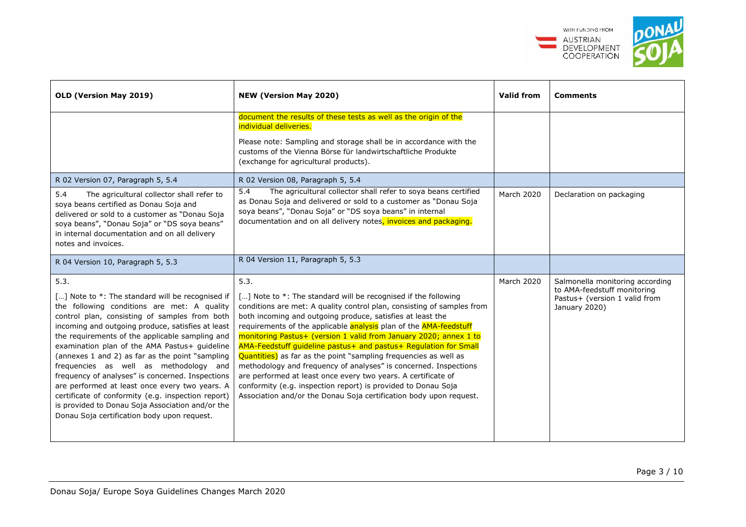| OLD (Version May 2019) | NEW (Version May 2020) | Valid from | Comments |
|---|---|---|---|
| | document the results of these tests as well as the origin of the individual deliveries.<br><br>Please note: Sampling and storage shall be in accordance with the customs of the Vienna Börse für landwirtschaftliche Produkte (exchange for agricultural products). | | |
| R 02 Version 07, Paragraph 5, 5.4 | R 02 Version 08, Paragraph 5, 5.4 | | |
| 5.4 The agricultural collector shall refer to soya beans certified as Donau Soja and delivered or sold to a customer as "Donau Soja soya beans", "Donau Soja" or "DS soya beans" in internal documentation and on all delivery notes and invoices. | 5.4 The agricultural collector shall refer to soya beans certified as Donau Soja and delivered or sold to a customer as "Donau Soja soya beans", "Donau Soja" or "DS soya beans" in internal documentation and on all delivery notes, invoices and packaging. | March 2020 | Declaration on packaging |
| R 04 Version 10, Paragraph 5, 5.3 | R 04 Version 11, Paragraph 5, 5.3 | | |
| 5.3.<br><br>[…] Note to *: The standard will be recognised if the following conditions are met: A quality control plan, consisting of samples from both incoming and outgoing produce, satisfies at least the requirements of the applicable sampling and examination plan of the AMA Pastus+ guideline (annexes 1 and 2) as far as the point "sampling frequencies as well as methodology and frequency of analyses" is concerned. Inspections are performed at least once every two years. A certificate of conformity (e.g. inspection report) is provided to Donau Soja Association and/or the Donau Soja certification body upon request. | 5.3.<br><br>[…] Note to *: The standard will be recognised if the following conditions are met: A quality control plan, consisting of samples from both incoming and outgoing produce, satisfies at least the requirements of the applicable analysis plan of the AMA-feedstuff monitoring Pastus+ (version 1 valid from January 2020; annex 1 to AMA-Feedstuff guideline pastus+ and pastus+ Regulation for Small Quantities) as far as the point "sampling frequencies as well as methodology and frequency of analyses" is concerned. Inspections are performed at least once every two years. A certificate of conformity (e.g. inspection report) is provided to Donau Soja Association and/or the Donau Soja certification body upon request. | March 2020 | Salmonella monitoring according to AMA-feedstuff monitoring Pastus+ (version 1 valid from January 2020) |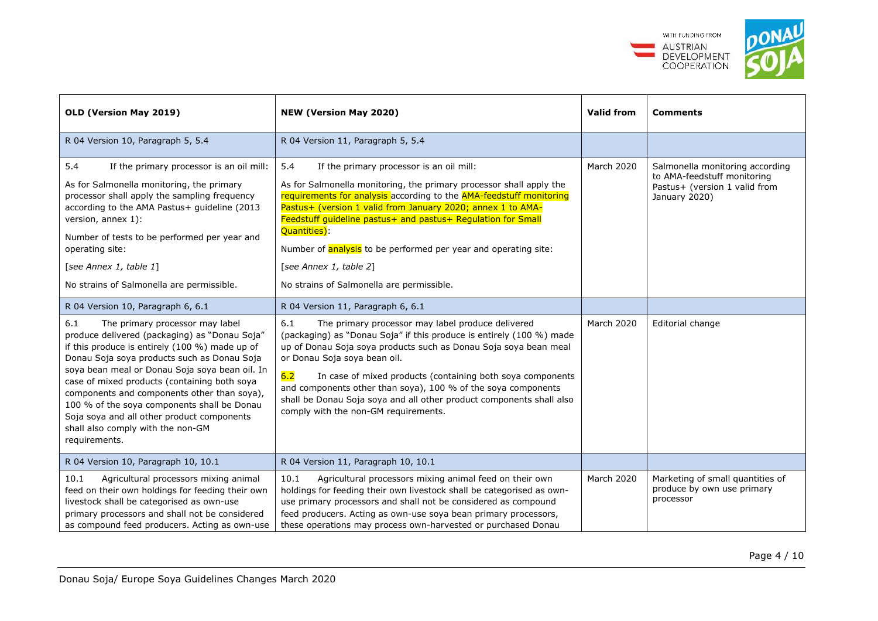| OLD (Version May 2019) | NEW (Version May 2020) | Valid from | Comments |
|---|---|---|---|
| R 04 Version 10, Paragraph 5, 5.4 | R 04 Version 11, Paragraph 5, 5.4 | | |
| 5.4 If the primary processor is an oil mill:<br><br>As for Salmonella monitoring, the primary processor shall apply the sampling frequency according to the AMA Pastus+ guideline (2013 version, annex 1):<br><br>Number of tests to be performed per year and operating site:<br><br>[*see Annex 1, table 1*]<br><br>No strains of Salmonella are permissible. | 5.4 If the primary processor is an oil mill:<br><br>As for Salmonella monitoring, the primary processor shall apply the requirements for analysis according to the AMA-feedstuff monitoring Pastus+ (version 1 valid from January 2020; annex 1 to AMA-Feedstuff guideline pastus+ and pastus+ Regulation for Small Quantities):<br><br>Number of analysis to be performed per year and operating site:<br><br>[*see Annex 1, table 2*]<br><br>No strains of Salmonella are permissible. | March 2020 | Salmonella monitoring according to AMA-feedstuff monitoring Pastus+ (version 1 valid from January 2020) |
| R 04 Version 10, Paragraph 6, 6.1 | R 04 Version 11, Paragraph 6, 6.1 | | |
| 6.1 The primary processor may label produce delivered (packaging) as "Donau Soja" if this produce is entirely (100 %) made up of Donau Soja soya products such as Donau Soja soya bean meal or Donau Soja soya bean oil. In case of mixed products (containing both soya components and components other than soya), 100 % of the soya components shall be Donau Soja soya and all other product components shall also comply with the non-GM requirements. | 6.1 The primary processor may label produce delivered (packaging) as "Donau Soja" if this produce is entirely (100 %) made up of Donau Soja soya products such as Donau Soja soya bean meal or Donau Soja soya bean oil.<br><br>6.2 In case of mixed products (containing both soya components and components other than soya), 100 % of the soya components shall be Donau Soja soya and all other product components shall also comply with the non-GM requirements. | March 2020 | Editorial change |
| R 04 Version 10, Paragraph 10, 10.1 | R 04 Version 11, Paragraph 10, 10.1 | | |
| 10.1 Agricultural processors mixing animal feed on their own holdings for feeding their own livestock shall be categorised as own-use primary processors and shall not be considered as compound feed producers. Acting as own-use | 10.1 Agricultural processors mixing animal feed on their own holdings for feeding their own livestock shall be categorised as own-use primary processors and shall not be considered as compound feed producers. Acting as own-use soya bean primary processors, these operations may process own-harvested or purchased Donau | March 2020 | Marketing of small quantities of produce by own use primary processor |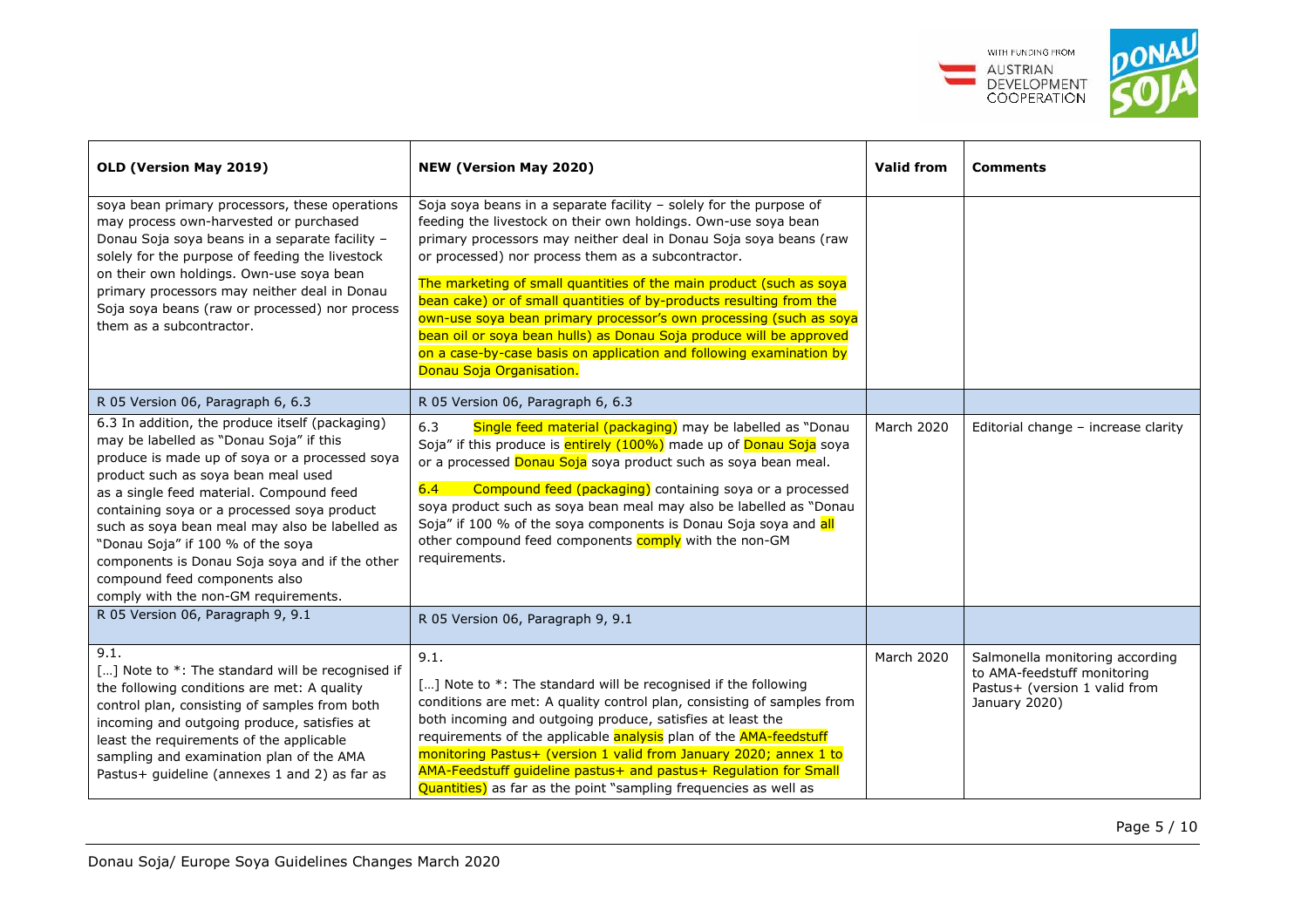| OLD (Version May 2019) | NEW (Version May 2020) | Valid from | Comments |
|---|---|---|---|
| soya bean primary processors, these operations may process own-harvested or purchased Donau Soja soya beans in a separate facility – solely for the purpose of feeding the livestock on their own holdings. Own-use soya bean primary processors may neither deal in Donau Soja soya beans (raw or processed) nor process them as a subcontractor. | Soja soya beans in a separate facility – solely for the purpose of feeding the livestock on their own holdings. Own-use soya bean primary processors may neither deal in Donau Soja soya beans (raw or processed) nor process them as a subcontractor.<br><br>The marketing of small quantities of the main product (such as soya bean cake) or of small quantities of by-products resulting from the own-use soya bean primary processor's own processing (such as soya bean oil or soya bean hulls) as Donau Soja produce will be approved on a case-by-case basis on application and following examination by Donau Soja Organisation. | | |
| R 05 Version 06, Paragraph 6, 6.3 | R 05 Version 06, Paragraph 6, 6.3 | | |
| 6.3 In addition, the produce itself (packaging) may be labelled as "Donau Soja" if this produce is made up of soya or a processed soya product such as soya bean meal used as a single feed material. Compound feed containing soya or a processed soya product such as soya bean meal may also be labelled as "Donau Soja" if 100 % of the soya components is Donau Soja soya and if the other compound feed components also comply with the non-GM requirements. | 6.3 Single feed material (packaging) may be labelled as "Donau Soja" if this produce is entirely (100%) made up of Donau Soja soya or a processed Donau Soja soya product such as soya bean meal.<br><br>6.4 Compound feed (packaging) containing soya or a processed soya product such as soya bean meal may also be labelled as "Donau Soja" if 100 % of the soya components is Donau Soja soya and all other compound feed components comply with the non-GM requirements. | March 2020 | Editorial change – increase clarity |
| R 05 Version 06, Paragraph 9, 9.1 | R 05 Version 06, Paragraph 9, 9.1 | | |
| 9.1.<br>[…] Note to *: The standard will be recognised if the following conditions are met: A quality control plan, consisting of samples from both incoming and outgoing produce, satisfies at least the requirements of the applicable sampling and examination plan of the AMA Pastus+ guideline (annexes 1 and 2) as far as | 9.1.<br><br>[…] Note to *: The standard will be recognised if the following conditions are met: A quality control plan, consisting of samples from both incoming and outgoing produce, satisfies at least the requirements of the applicable analysis plan of the AMA-feedstuff monitoring Pastus+ (version 1 valid from January 2020; annex 1 to AMA-Feedstuff guideline pastus+ and pastus+ Regulation for Small Quantities) as far as the point "sampling frequencies as well as | March 2020 | Salmonella monitoring according to AMA-feedstuff monitoring Pastus+ (version 1 valid from January 2020) |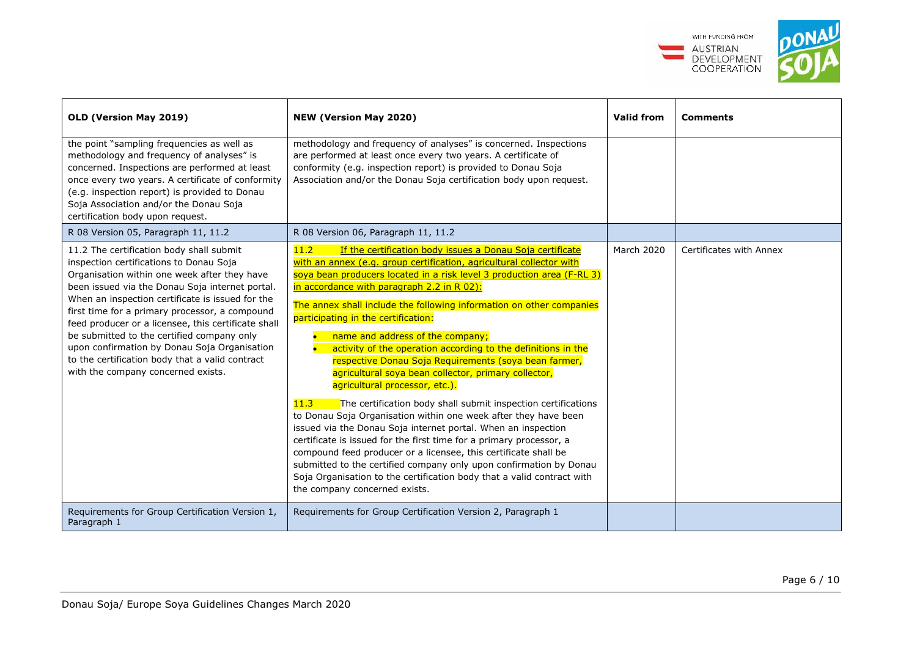| OLD (Version May 2019) | NEW (Version May 2020) | Valid from | Comments |
|---|---|---|---|
| the point "sampling frequencies as well as methodology and frequency of analyses" is concerned. Inspections are performed at least once every two years. A certificate of conformity (e.g. inspection report) is provided to Donau Soja Association and/or the Donau Soja certification body upon request. | methodology and frequency of analyses" is concerned. Inspections are performed at least once every two years. A certificate of conformity (e.g. inspection report) is provided to Donau Soja Association and/or the Donau Soja certification body upon request. | | |
| R 08 Version 05, Paragraph 11, 11.2 | R 08 Version 06, Paragraph 11, 11.2 | | |
| 11.2 The certification body shall submit inspection certifications to Donau Soja Organisation within one week after they have been issued via the Donau Soja internet portal. When an inspection certificate is issued for the first time for a primary processor, a compound feed producer or a licensee, this certificate shall be submitted to the certified company only upon confirmation by Donau Soja Organisation to the certification body that a valid contract with the company concerned exists. | 11.2 If the certification body issues a Donau Soja certificate with an annex (e.g. group certification, agricultural collector with soya bean producers located in a risk level 3 production area (F-RL 3) in accordance with paragraph 2.2 in R 02):<br><br>The annex shall include the following information on other companies participating in the certification:<br><br>• name and address of the company;<br>• activity of the operation according to the definitions in the respective Donau Soja Requirements (soya bean farmer, agricultural soya bean collector, primary collector, agricultural processor, etc.).<br><br>11.3 The certification body shall submit inspection certifications to Donau Soja Organisation within one week after they have been issued via the Donau Soja internet portal. When an inspection certificate is issued for the first time for a primary processor, a compound feed producer or a licensee, this certificate shall be submitted to the certified company only upon confirmation by Donau Soja Organisation to the certification body that a valid contract with the company concerned exists. | March 2020 | Certificates with Annex |
| Requirements for Group Certification Version 1, Paragraph 1 | Requirements for Group Certification Version 2, Paragraph 1 | | |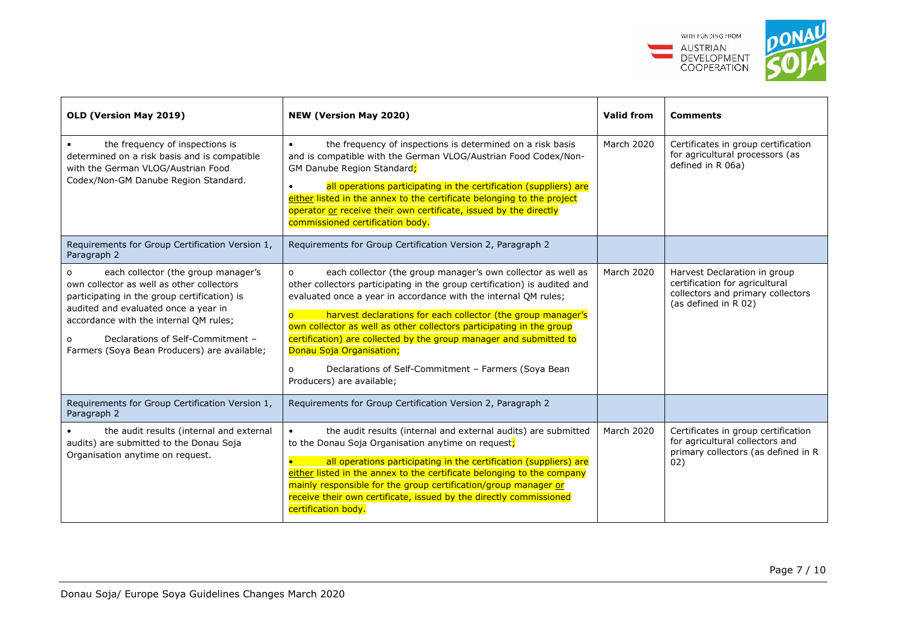| OLD (Version May 2019) | NEW (Version May 2020) | Valid from | Comments |
|---|---|---|---|
| • the frequency of inspections is determined on a risk basis and is compatible with the German VLOG/Austrian Food Codex/Non-GM Danube Region Standard. | • the frequency of inspections is determined on a risk basis and is compatible with the German VLOG/Austrian Food Codex/Non-GM Danube Region Standard; <br><br> • all operations participating in the certification (suppliers) are either listed in the annex to the certificate belonging to the project operator or receive their own certificate, issued by the directly commissioned certification body. | March 2020 | Certificates in group certification for agricultural processors (as defined in R 06a) |
| Requirements for Group Certification Version 1, Paragraph 2 | Requirements for Group Certification Version 2, Paragraph 2 | | |
| o each collector (the group manager's own collector as well as other collectors participating in the group certification) is audited and evaluated once a year in accordance with the internal QM rules; <br><br> o Declarations of Self-Commitment – Farmers (Soya Bean Producers) are available; | o each collector (the group manager's own collector as well as other collectors participating in the group certification) is audited and evaluated once a year in accordance with the internal QM rules; <br><br> o harvest declarations for each collector (the group manager's own collector as well as other collectors participating in the group certification) are collected by the group manager and submitted to Donau Soja Organisation; <br><br> o Declarations of Self-Commitment – Farmers (Soya Bean Producers) are available; | March 2020 | Harvest Declaration in group certification for agricultural collectors and primary collectors (as defined in R 02) |
| Requirements for Group Certification Version 1, Paragraph 2 | Requirements for Group Certification Version 2, Paragraph 2 | | |
| • the audit results (internal and external audits) are submitted to the Donau Soja Organisation anytime on request. | • the audit results (internal and external audits) are submitted to the Donau Soja Organisation anytime on request; <br><br> • all operations participating in the certification (suppliers) are either listed in the annex to the certificate belonging to the company mainly responsible for the group certification/group manager or receive their own certificate, issued by the directly commissioned certification body. | March 2020 | Certificates in group certification for agricultural collectors and primary collectors (as defined in R 02) |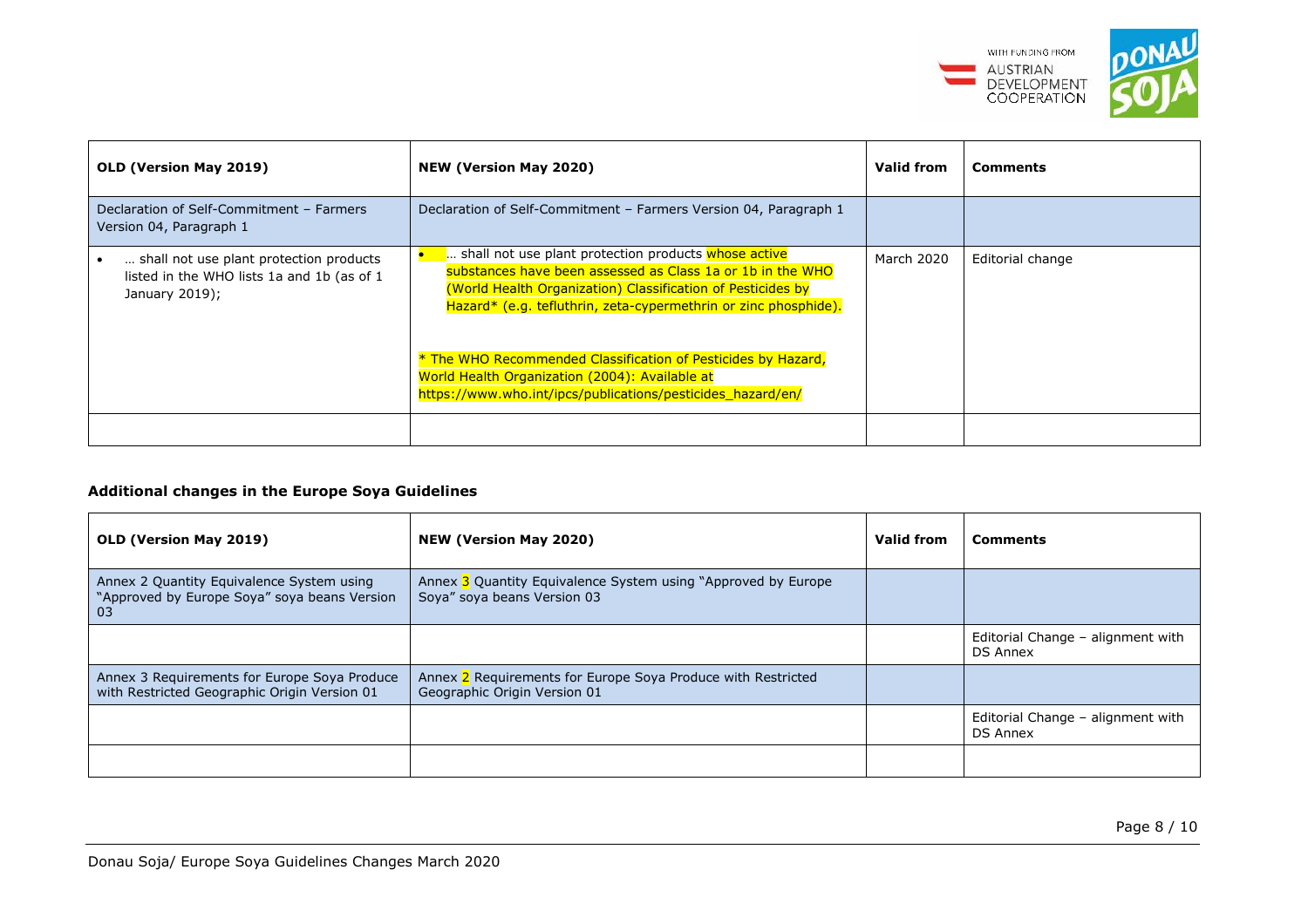| OLD (Version May 2019) | NEW (Version May 2020) | Valid from | Comments |
|---|---|---|---|
| Declaration of Self-Commitment – Farmers Version 04, Paragraph 1 | Declaration of Self-Commitment – Farmers Version 04, Paragraph 1 | | |
| • … shall not use plant protection products listed in the WHO lists 1a and 1b (as of 1 January 2019); | • … shall not use plant protection products whose active substances have been assessed as Class 1a or 1b in the WHO (World Health Organization) Classification of Pesticides by Hazard* (e.g. tefluthrin, zeta-cypermethrin or zinc phosphide).<br><br>* The WHO Recommended Classification of Pesticides by Hazard, World Health Organization (2004): Available at https://www.who.int/ipcs/publications/pesticides_hazard/en/ | March 2020 | Editorial change |
| | | | |

### Additional changes in the Europe Soya Guidelines

| OLD (Version May 2019) | NEW (Version May 2020) | Valid from | Comments |
|---|---|---|---|
| Annex 2 Quantity Equivalence System using "Approved by Europe Soya" soya beans Version 03 | Annex 3 Quantity Equivalence System using "Approved by Europe Soya" soya beans Version 03 | | |
| | | | Editorial Change – alignment with DS Annex |
| Annex 3 Requirements for Europe Soya Produce with Restricted Geographic Origin Version 01 | Annex 2 Requirements for Europe Soya Produce with Restricted Geographic Origin Version 01 | | |
| | | | Editorial Change – alignment with DS Annex |
| | | | |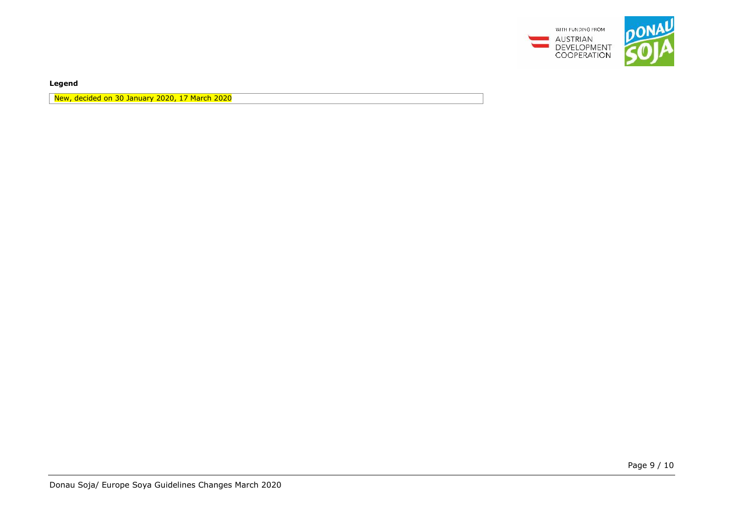**Legend**

| New, decided on 30 January 2020, 17 March 2020 |
| --- |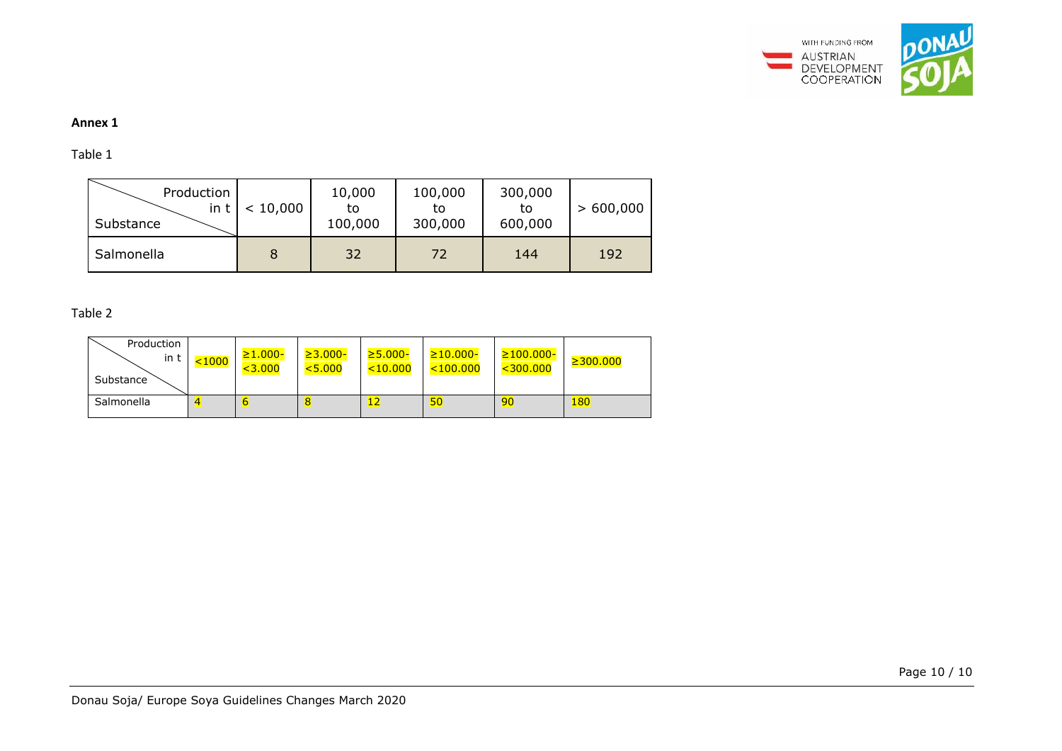**Annex 1**

Table 1

| Production in t / Substance | < 10,000 | 10,000 to 100,000 | 100,000 to 300,000 | 300,000 to 600,000 | > 600,000 |
|---|---|---|---|---|---|
| Salmonella | 8 | 32 | 72 | 144 | 192 |

Table 2

| Production in t / Substance | <1000 | ≥1.000-<3.000 | ≥3.000-<5.000 | ≥5.000-<10.000 | ≥10.000-<100.000 | ≥100.000-<300.000 | ≥300.000 |
|---|---|---|---|---|---|---|---|
| Salmonella | 4 | 6 | 8 | 12 | 50 | 90 | 180 |